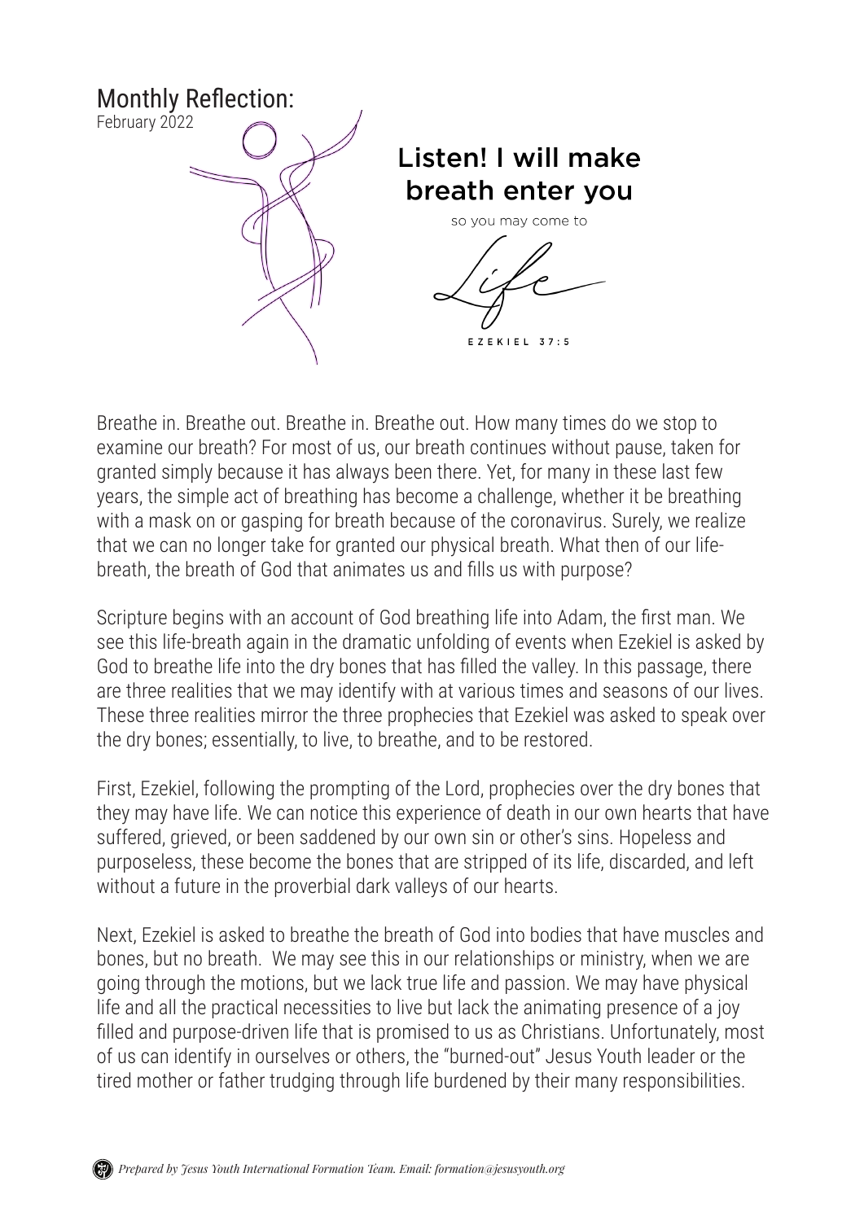# Monthly Reflection:

February 2022

## Listen! I will make breath enter you

so you may come to

Life

EZEKIEL 37:5

Breathe in. Breathe out. Breathe in. Breathe out. How many times do we stop to examine our breath? For most of us, our breath continues without pause, taken for granted simply because it has always been there. Yet, for many in these last few years, the simple act of breathing has become a challenge, whether it be breathing with a mask on or gasping for breath because of the coronavirus. Surely, we realize that we can no longer take for granted our physical breath. What then of our life-breath, the breath of God that animates us and fills us with purpose?

Scripture begins with an account of God breathing life into Adam, the first man. We see this life-breath again in the dramatic unfolding of events when Ezekiel is asked by God to breathe life into the dry bones that has filled the valley. In this passage, there are three realities that we may identify with at various times and seasons of our lives. These three realities mirror the three prophecies that Ezekiel was asked to speak over the dry bones; essentially, to live, to breathe, and to be restored.

First, Ezekiel, following the prompting of the Lord, prophecies over the dry bones that they may have life. We can notice this experience of death in our own hearts that have suffered, grieved, or been saddened by our own sin or other's sins. Hopeless and purposeless, these become the bones that are stripped of its life, discarded, and left without a future in the proverbial dark valleys of our hearts.

Next, Ezekiel is asked to breathe the breath of God into bodies that have muscles and bones, but no breath. We may see this in our relationships or ministry, when we are going through the motions, but we lack true life and passion. We may have physical life and all the practical necessities to live but lack the animating presence of a joy filled and purpose-driven life that is promised to us as Christians. Unfortunately, most of us can identify in ourselves or others, the "burned-out" Jesus Youth leader or the tired mother or father trudging through life burdened by their many responsibilities.

*Prepared by Jesus Youth International Formation Team. Email: formation@jesusyouth.org*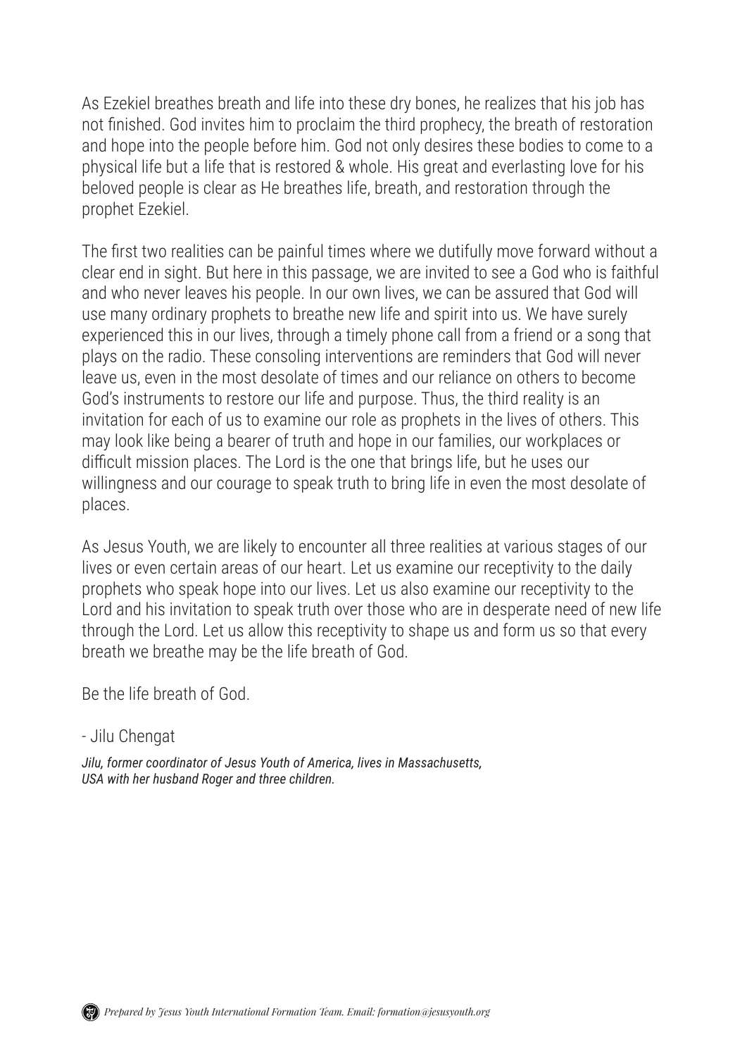As Ezekiel breathes breath and life into these dry bones, he realizes that his job has not finished. God invites him to proclaim the third prophecy, the breath of restoration and hope into the people before him. God not only desires these bodies to come to a physical life but a life that is restored & whole. His great and everlasting love for his beloved people is clear as He breathes life, breath, and restoration through the prophet Ezekiel.

The first two realities can be painful times where we dutifully move forward without a clear end in sight. But here in this passage, we are invited to see a God who is faithful and who never leaves his people. In our own lives, we can be assured that God will use many ordinary prophets to breathe new life and spirit into us. We have surely experienced this in our lives, through a timely phone call from a friend or a song that plays on the radio. These consoling interventions are reminders that God will never leave us, even in the most desolate of times and our reliance on others to become God's instruments to restore our life and purpose. Thus, the third reality is an invitation for each of us to examine our role as prophets in the lives of others. This may look like being a bearer of truth and hope in our families, our workplaces or difficult mission places. The Lord is the one that brings life, but he uses our willingness and our courage to speak truth to bring life in even the most desolate of places.

As Jesus Youth, we are likely to encounter all three realities at various stages of our lives or even certain areas of our heart. Let us examine our receptivity to the daily prophets who speak hope into our lives. Let us also examine our receptivity to the Lord and his invitation to speak truth over those who are in desperate need of new life through the Lord. Let us allow this receptivity to shape us and form us so that every breath we breathe may be the life breath of God.

Be the life breath of God.

- Jilu Chengat

*Jilu, former coordinator of Jesus Youth of America, lives in Massachusetts, USA with her husband Roger and three children.*

*Prepared by Jesus Youth International Formation Team. Email: formation@jesusyouth.org*